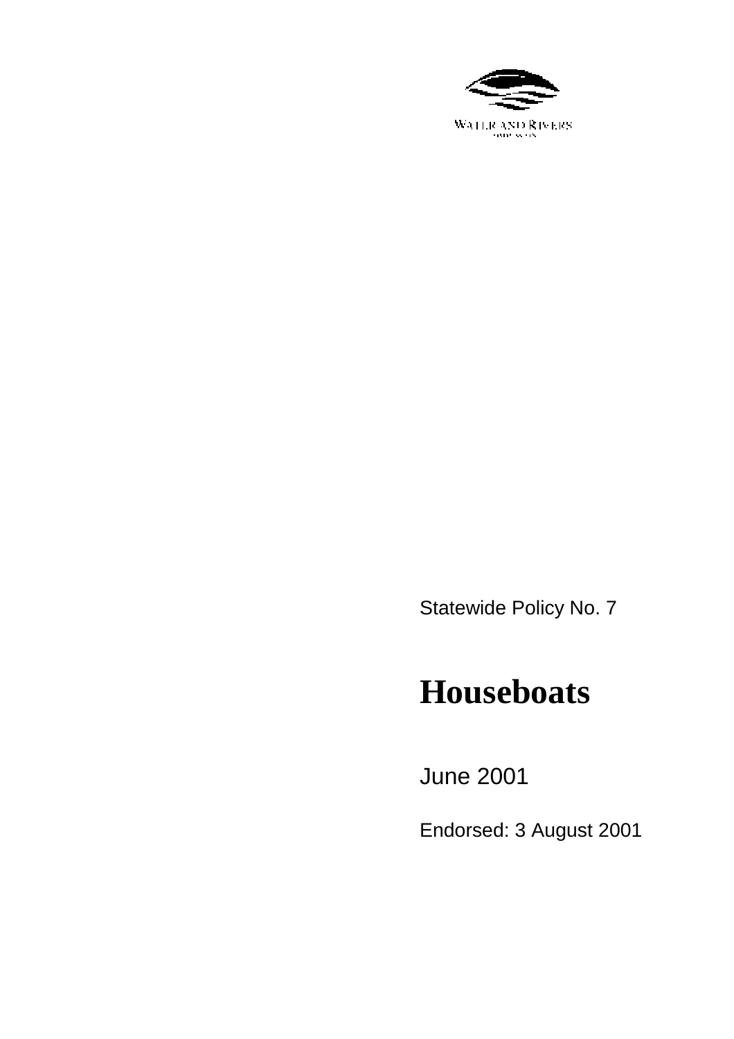WATER AND RIVERS COMMISSION

Statewide Policy No. 7

# Houseboats

June 2001

Endorsed: 3 August 2001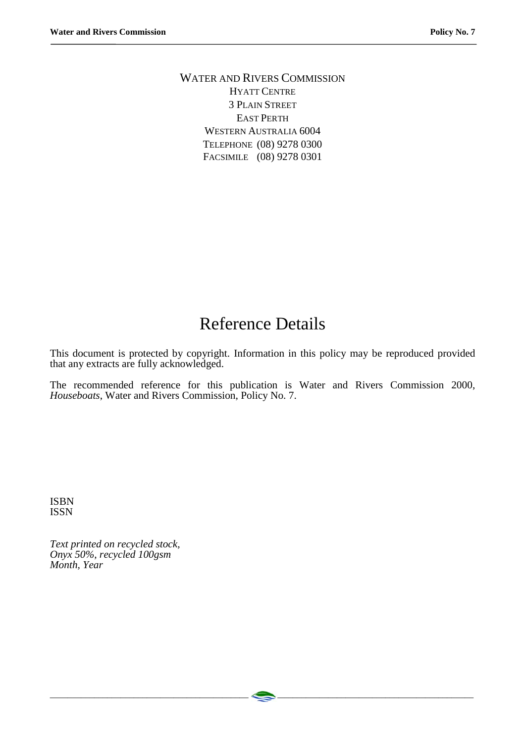WATER AND RIVERS COMMISSION  
HYATT CENTRE  
3 PLAIN STREET  
EAST PERTH  
WESTERN AUSTRALIA 6004  
TELEPHONE (08) 9278 0300  
FACSIMILE (08) 9278 0301

# Reference Details

This document is protected by copyright. Information in this policy may be reproduced provided that any extracts are fully acknowledged.

The recommended reference for this publication is Water and Rivers Commission 2000, *Houseboats*, Water and Rivers Commission, Policy No. 7.

ISBN  
ISSN

*Text printed on recycled stock,*  
*Onyx 50%, recycled 100gsm*  
*Month, Year*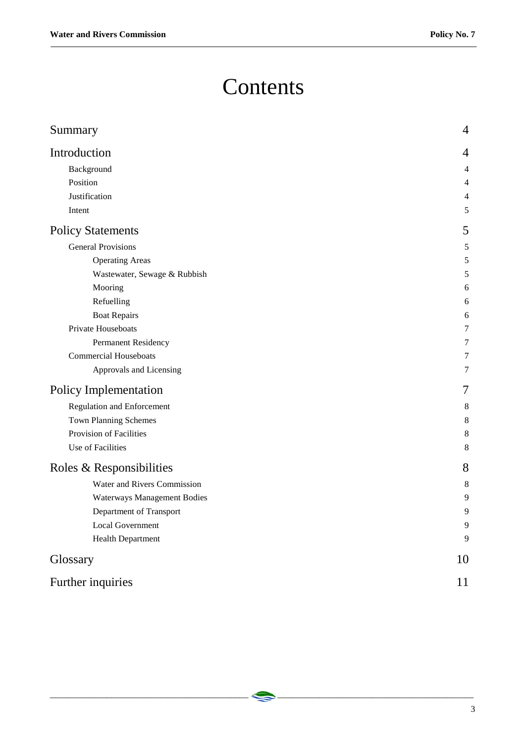# Contents

| | |
|---|---|
| Summary | 4 |
| Introduction | 4 |
| Background | 4 |
| Position | 4 |
| Justification | 4 |
| Intent | 5 |
| Policy Statements | 5 |
| General Provisions | 5 |
| Operating Areas | 5 |
| Wastewater, Sewage & Rubbish | 5 |
| Mooring | 6 |
| Refuelling | 6 |
| Boat Repairs | 6 |
| Private Houseboats | 7 |
| Permanent Residency | 7 |
| Commercial Houseboats | 7 |
| Approvals and Licensing | 7 |
| Policy Implementation | 7 |
| Regulation and Enforcement | 8 |
| Town Planning Schemes | 8 |
| Provision of Facilities | 8 |
| Use of Facilities | 8 |
| Roles & Responsibilities | 8 |
| Water and Rivers Commission | 8 |
| Waterways Management Bodies | 9 |
| Department of Transport | 9 |
| Local Government | 9 |
| Health Department | 9 |
| Glossary | 10 |
| Further inquiries | 11 |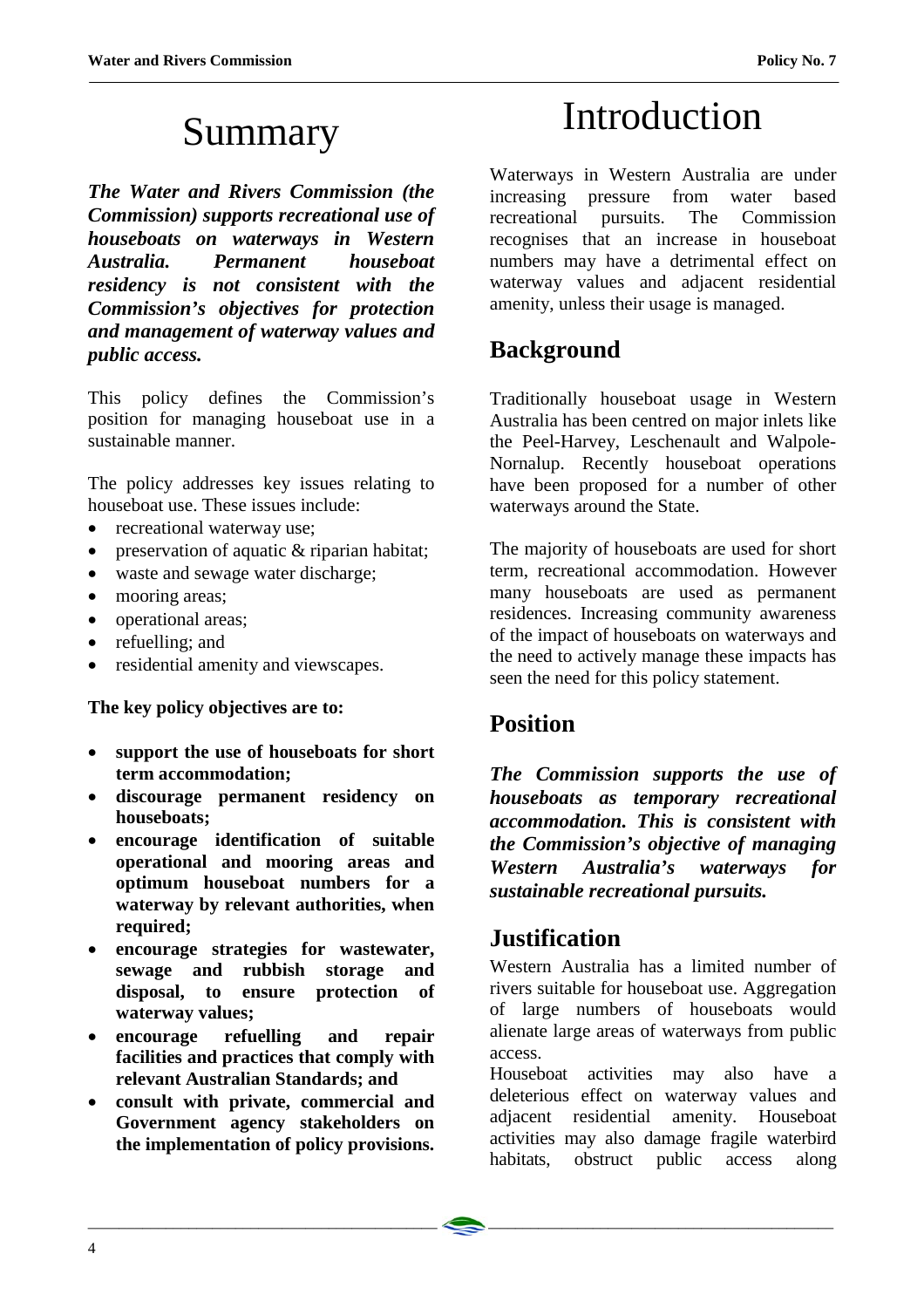# Summary

***The Water and Rivers Commission (the Commission) supports recreational use of houseboats on waterways in Western Australia. Permanent houseboat residency is not consistent with the Commission's objectives for protection and management of waterway values and public access.***

This policy defines the Commission's position for managing houseboat use in a sustainable manner.

The policy addresses key issues relating to houseboat use. These issues include:

- recreational waterway use;
- preservation of aquatic & riparian habitat;
- waste and sewage water discharge;
- mooring areas;
- operational areas;
- refuelling; and
- residential amenity and viewscapes.

**The key policy objectives are to:**

- **support the use of houseboats for short term accommodation;**
- **discourage permanent residency on houseboats;**
- **encourage identification of suitable operational and mooring areas and optimum houseboat numbers for a waterway by relevant authorities, when required;**
- **encourage strategies for wastewater, sewage and rubbish storage and disposal, to ensure protection of waterway values;**
- **encourage refuelling and repair facilities and practices that comply with relevant Australian Standards; and**
- **consult with private, commercial and Government agency stakeholders on the implementation of policy provisions.**

# Introduction

Waterways in Western Australia are under increasing pressure from water based recreational pursuits. The Commission recognises that an increase in houseboat numbers may have a detrimental effect on waterway values and adjacent residential amenity, unless their usage is managed.

## Background

Traditionally houseboat usage in Western Australia has been centred on major inlets like the Peel-Harvey, Leschenault and Walpole-Nornalup. Recently houseboat operations have been proposed for a number of other waterways around the State.

The majority of houseboats are used for short term, recreational accommodation. However many houseboats are used as permanent residences. Increasing community awareness of the impact of houseboats on waterways and the need to actively manage these impacts has seen the need for this policy statement.

## Position

***The Commission supports the use of houseboats as temporary recreational accommodation. This is consistent with the Commission's objective of managing Western Australia's waterways for sustainable recreational pursuits.***

## Justification

Western Australia has a limited number of rivers suitable for houseboat use. Aggregation of large numbers of houseboats would alienate large areas of waterways from public access.

Houseboat activities may also have a deleterious effect on waterway values and adjacent residential amenity. Houseboat activities may also damage fragile waterbird habitats, obstruct public access along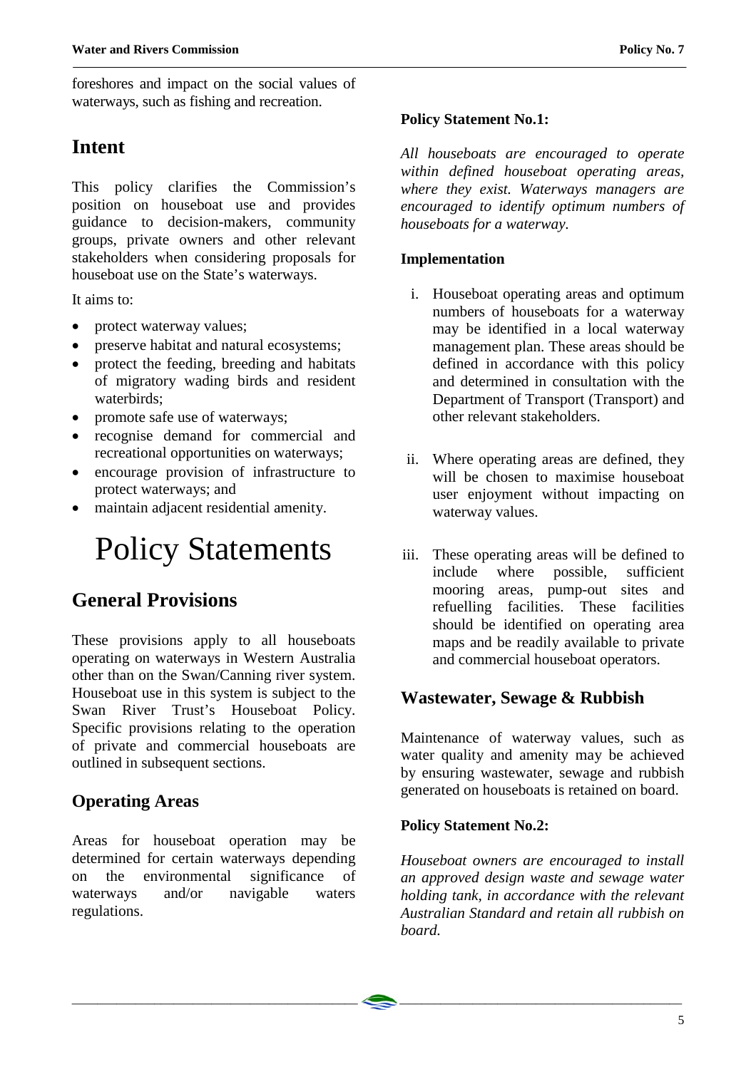foreshores and impact on the social values of waterways, such as fishing and recreation.

## Intent

This policy clarifies the Commission's position on houseboat use and provides guidance to decision-makers, community groups, private owners and other relevant stakeholders when considering proposals for houseboat use on the State's waterways.

It aims to:

- protect waterway values;
- preserve habitat and natural ecosystems;
- protect the feeding, breeding and habitats of migratory wading birds and resident waterbirds;
- promote safe use of waterways;
- recognise demand for commercial and recreational opportunities on waterways;
- encourage provision of infrastructure to protect waterways; and
- maintain adjacent residential amenity.

# Policy Statements

## General Provisions

These provisions apply to all houseboats operating on waterways in Western Australia other than on the Swan/Canning river system. Houseboat use in this system is subject to the Swan River Trust's Houseboat Policy. Specific provisions relating to the operation of private and commercial houseboats are outlined in subsequent sections.

### Operating Areas

Areas for houseboat operation may be determined for certain waterways depending on the environmental significance of waterways and/or navigable waters regulations.

**Policy Statement No.1:**

*All houseboats are encouraged to operate within defined houseboat operating areas, where they exist. Waterways managers are encouraged to identify optimum numbers of houseboats for a waterway.*

**Implementation**

i. Houseboat operating areas and optimum numbers of houseboats for a waterway may be identified in a local waterway management plan. These areas should be defined in accordance with this policy and determined in consultation with the Department of Transport (Transport) and other relevant stakeholders.

ii. Where operating areas are defined, they will be chosen to maximise houseboat user enjoyment without impacting on waterway values.

iii. These operating areas will be defined to include where possible, sufficient mooring areas, pump-out sites and refuelling facilities. These facilities should be identified on operating area maps and be readily available to private and commercial houseboat operators.

### Wastewater, Sewage & Rubbish

Maintenance of waterway values, such as water quality and amenity may be achieved by ensuring wastewater, sewage and rubbish generated on houseboats is retained on board.

**Policy Statement No.2:**

*Houseboat owners are encouraged to install an approved design waste and sewage water holding tank, in accordance with the relevant Australian Standard and retain all rubbish on board.*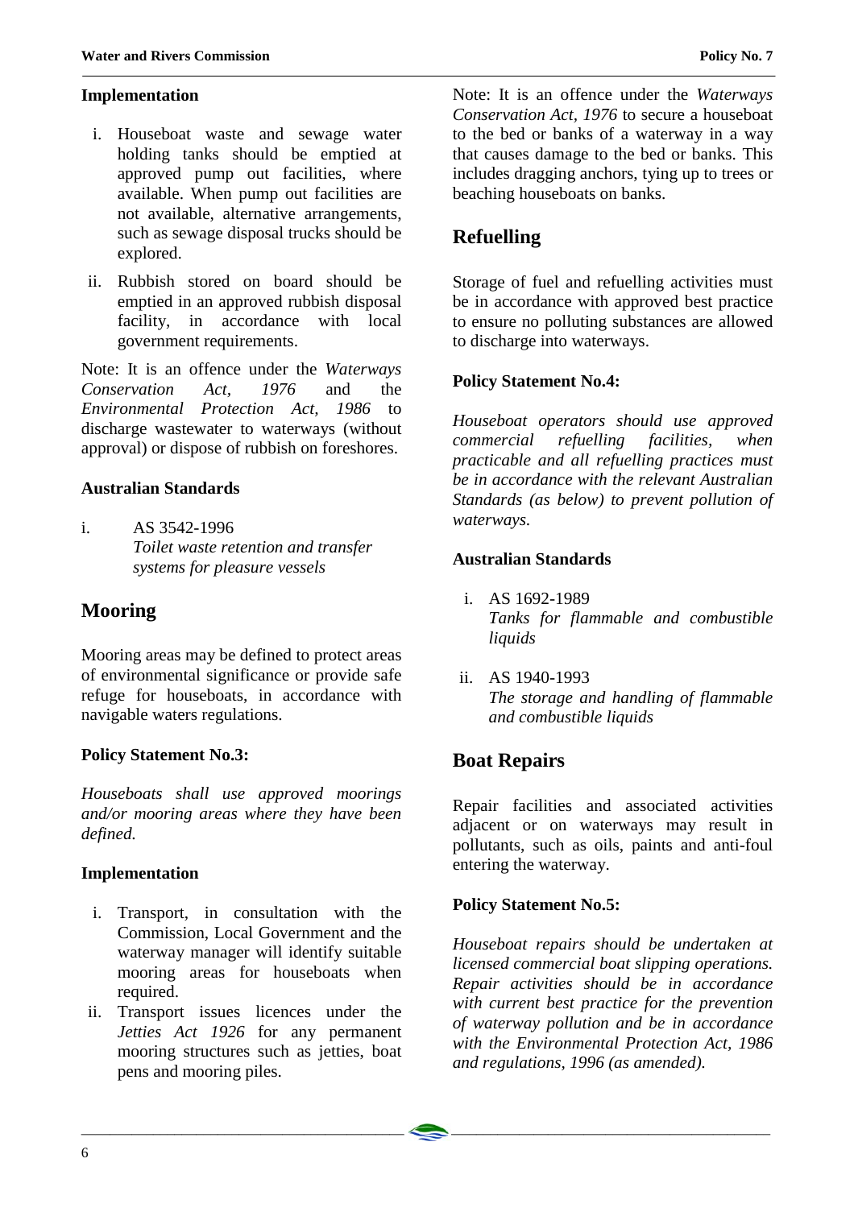### Implementation

i. Houseboat waste and sewage water holding tanks should be emptied at approved pump out facilities, where available. When pump out facilities are not available, alternative arrangements, such as sewage disposal trucks should be explored.

ii. Rubbish stored on board should be emptied in an approved rubbish disposal facility, in accordance with local government requirements.

Note: It is an offence under the *Waterways Conservation Act, 1976* and the *Environmental Protection Act, 1986* to discharge wastewater to waterways (without approval) or dispose of rubbish on foreshores.

### Australian Standards

i. AS 3542-1996
*Toilet waste retention and transfer systems for pleasure vessels*

## Mooring

Mooring areas may be defined to protect areas of environmental significance or provide safe refuge for houseboats, in accordance with navigable waters regulations.

### Policy Statement No.3:

*Houseboats shall use approved moorings and/or mooring areas where they have been defined.*

### Implementation

i. Transport, in consultation with the Commission, Local Government and the waterway manager will identify suitable mooring areas for houseboats when required.

ii. Transport issues licences under the *Jetties Act 1926* for any permanent mooring structures such as jetties, boat pens and mooring piles.

Note: It is an offence under the *Waterways Conservation Act, 1976* to secure a houseboat to the bed or banks of a waterway in a way that causes damage to the bed or banks. This includes dragging anchors, tying up to trees or beaching houseboats on banks.

## Refuelling

Storage of fuel and refuelling activities must be in accordance with approved best practice to ensure no polluting substances are allowed to discharge into waterways.

### Policy Statement No.4:

*Houseboat operators should use approved commercial refuelling facilities, when practicable and all refuelling practices must be in accordance with the relevant Australian Standards (as below) to prevent pollution of waterways.*

### Australian Standards

i. AS 1692-1989
*Tanks for flammable and combustible liquids*

ii. AS 1940-1993
*The storage and handling of flammable and combustible liquids*

## Boat Repairs

Repair facilities and associated activities adjacent or on waterways may result in pollutants, such as oils, paints and anti-foul entering the waterway.

### Policy Statement No.5:

*Houseboat repairs should be undertaken at licensed commercial boat slipping operations. Repair activities should be in accordance with current best practice for the prevention of waterway pollution and be in accordance with the Environmental Protection Act, 1986 and regulations, 1996 (as amended).*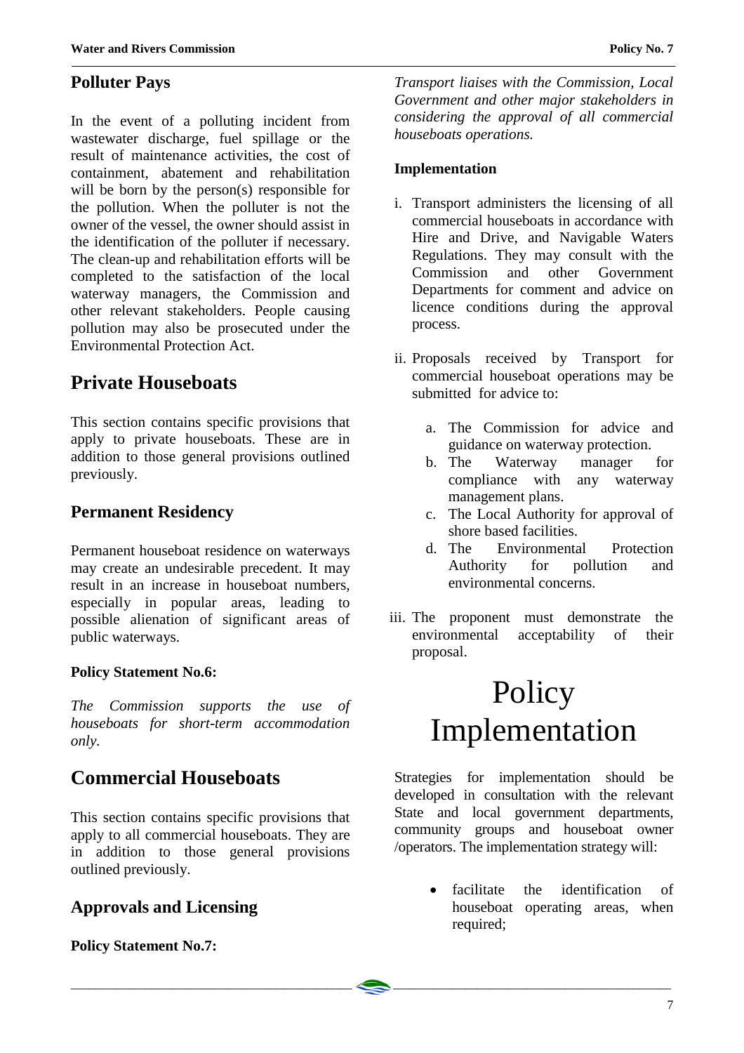## Polluter Pays

In the event of a polluting incident from wastewater discharge, fuel spillage or the result of maintenance activities, the cost of containment, abatement and rehabilitation will be born by the person(s) responsible for the pollution. When the polluter is not the owner of the vessel, the owner should assist in the identification of the polluter if necessary. The clean-up and rehabilitation efforts will be completed to the satisfaction of the local waterway managers, the Commission and other relevant stakeholders. People causing pollution may also be prosecuted under the Environmental Protection Act.

# Private Houseboats

This section contains specific provisions that apply to private houseboats. These are in addition to those general provisions outlined previously.

## Permanent Residency

Permanent houseboat residence on waterways may create an undesirable precedent. It may result in an increase in houseboat numbers, especially in popular areas, leading to possible alienation of significant areas of public waterways.

**Policy Statement No.6:**

*The Commission supports the use of houseboats for short-term accommodation only.*

# Commercial Houseboats

This section contains specific provisions that apply to all commercial houseboats. They are in addition to those general provisions outlined previously.

## Approvals and Licensing

**Policy Statement No.7:**

*Transport liaises with the Commission, Local Government and other major stakeholders in considering the approval of all commercial houseboats operations.*

**Implementation**

i. Transport administers the licensing of all commercial houseboats in accordance with Hire and Drive, and Navigable Waters Regulations. They may consult with the Commission and other Government Departments for comment and advice on licence conditions during the approval process.

ii. Proposals received by Transport for commercial houseboat operations may be submitted for advice to:

   a. The Commission for advice and guidance on waterway protection.
   b. The Waterway manager for compliance with any waterway management plans.
   c. The Local Authority for approval of shore based facilities.
   d. The Environmental Protection Authority for pollution and environmental concerns.

iii. The proponent must demonstrate the environmental acceptability of their proposal.

# Policy Implementation

Strategies for implementation should be developed in consultation with the relevant State and local government departments, community groups and houseboat owner /operators. The implementation strategy will:

- facilitate the identification of houseboat operating areas, when required;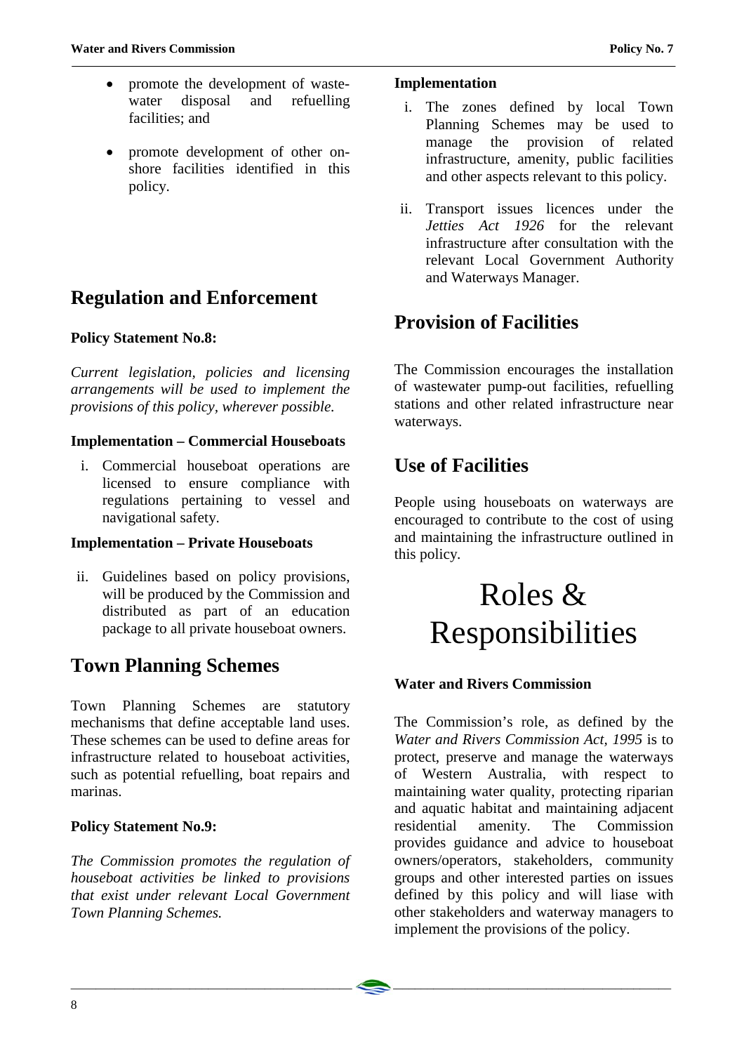- promote the development of waste-water disposal and refuelling facilities; and
- promote development of other on-shore facilities identified in this policy.

## Regulation and Enforcement

**Policy Statement No.8:**

*Current legislation, policies and licensing arrangements will be used to implement the provisions of this policy, wherever possible.*

**Implementation – Commercial Houseboats**

i. Commercial houseboat operations are licensed to ensure compliance with regulations pertaining to vessel and navigational safety.

**Implementation – Private Houseboats**

ii. Guidelines based on policy provisions, will be produced by the Commission and distributed as part of an education package to all private houseboat owners.

## Town Planning Schemes

Town Planning Schemes are statutory mechanisms that define acceptable land uses. These schemes can be used to define areas for infrastructure related to houseboat activities, such as potential refuelling, boat repairs and marinas.

**Policy Statement No.9:**

*The Commission promotes the regulation of houseboat activities be linked to provisions that exist under relevant Local Government Town Planning Schemes.*

**Implementation**

i. The zones defined by local Town Planning Schemes may be used to manage the provision of related infrastructure, amenity, public facilities and other aspects relevant to this policy.

ii. Transport issues licences under the *Jetties Act 1926* for the relevant infrastructure after consultation with the relevant Local Government Authority and Waterways Manager.

## Provision of Facilities

The Commission encourages the installation of wastewater pump-out facilities, refuelling stations and other related infrastructure near waterways.

## Use of Facilities

People using houseboats on waterways are encouraged to contribute to the cost of using and maintaining the infrastructure outlined in this policy.

# Roles & Responsibilities

**Water and Rivers Commission**

The Commission's role, as defined by the *Water and Rivers Commission Act, 1995* is to protect, preserve and manage the waterways of Western Australia, with respect to maintaining water quality, protecting riparian and aquatic habitat and maintaining adjacent residential amenity. The Commission provides guidance and advice to houseboat owners/operators, stakeholders, community groups and other interested parties on issues defined by this policy and will liase with other stakeholders and waterway managers to implement the provisions of the policy.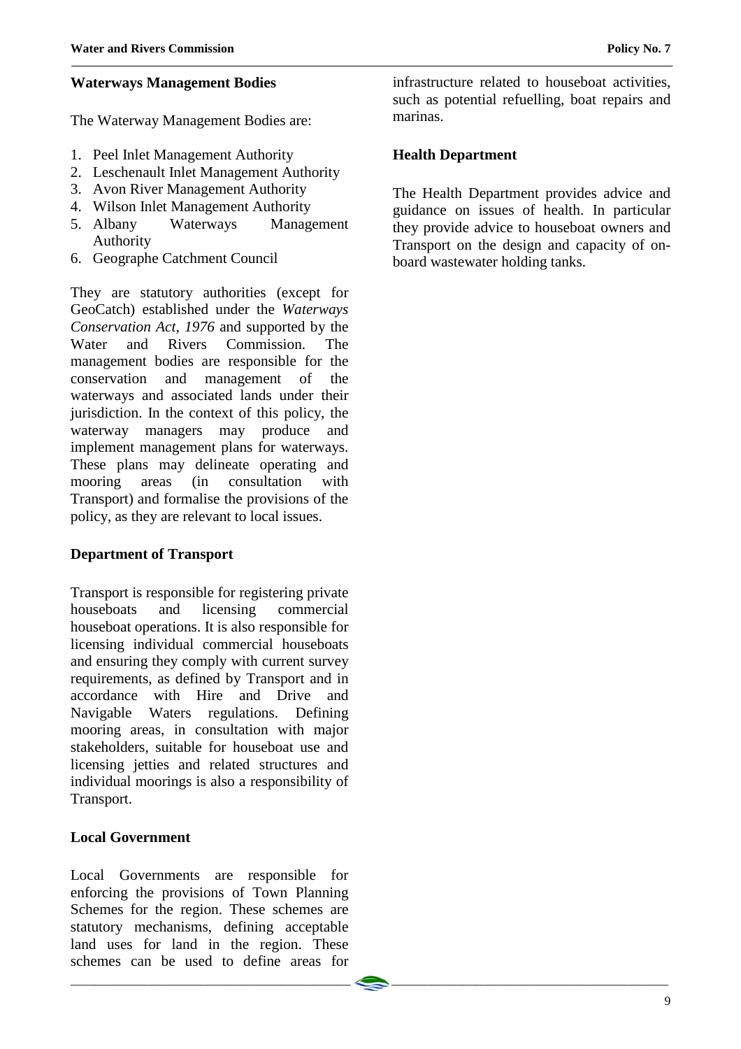## Waterways Management Bodies

The Waterway Management Bodies are:

1. Peel Inlet Management Authority
2. Leschenault Inlet Management Authority
3. Avon River Management Authority
4. Wilson Inlet Management Authority
5. Albany Waterways Management Authority
6. Geographe Catchment Council

They are statutory authorities (except for GeoCatch) established under the *Waterways Conservation Act, 1976* and supported by the Water and Rivers Commission. The management bodies are responsible for the conservation and management of the waterways and associated lands under their jurisdiction. In the context of this policy, the waterway managers may produce and implement management plans for waterways. These plans may delineate operating and mooring areas (in consultation with Transport) and formalise the provisions of the policy, as they are relevant to local issues.

## Department of Transport

Transport is responsible for registering private houseboats and licensing commercial houseboat operations. It is also responsible for licensing individual commercial houseboats and ensuring they comply with current survey requirements, as defined by Transport and in accordance with Hire and Drive and Navigable Waters regulations. Defining mooring areas, in consultation with major stakeholders, suitable for houseboat use and licensing jetties and related structures and individual moorings is also a responsibility of Transport.

## Local Government

Local Governments are responsible for enforcing the provisions of Town Planning Schemes for the region. These schemes are statutory mechanisms, defining acceptable land uses for land in the region. These schemes can be used to define areas for infrastructure related to houseboat activities, such as potential refuelling, boat repairs and marinas.

## Health Department

The Health Department provides advice and guidance on issues of health. In particular they provide advice to houseboat owners and Transport on the design and capacity of on-board wastewater holding tanks.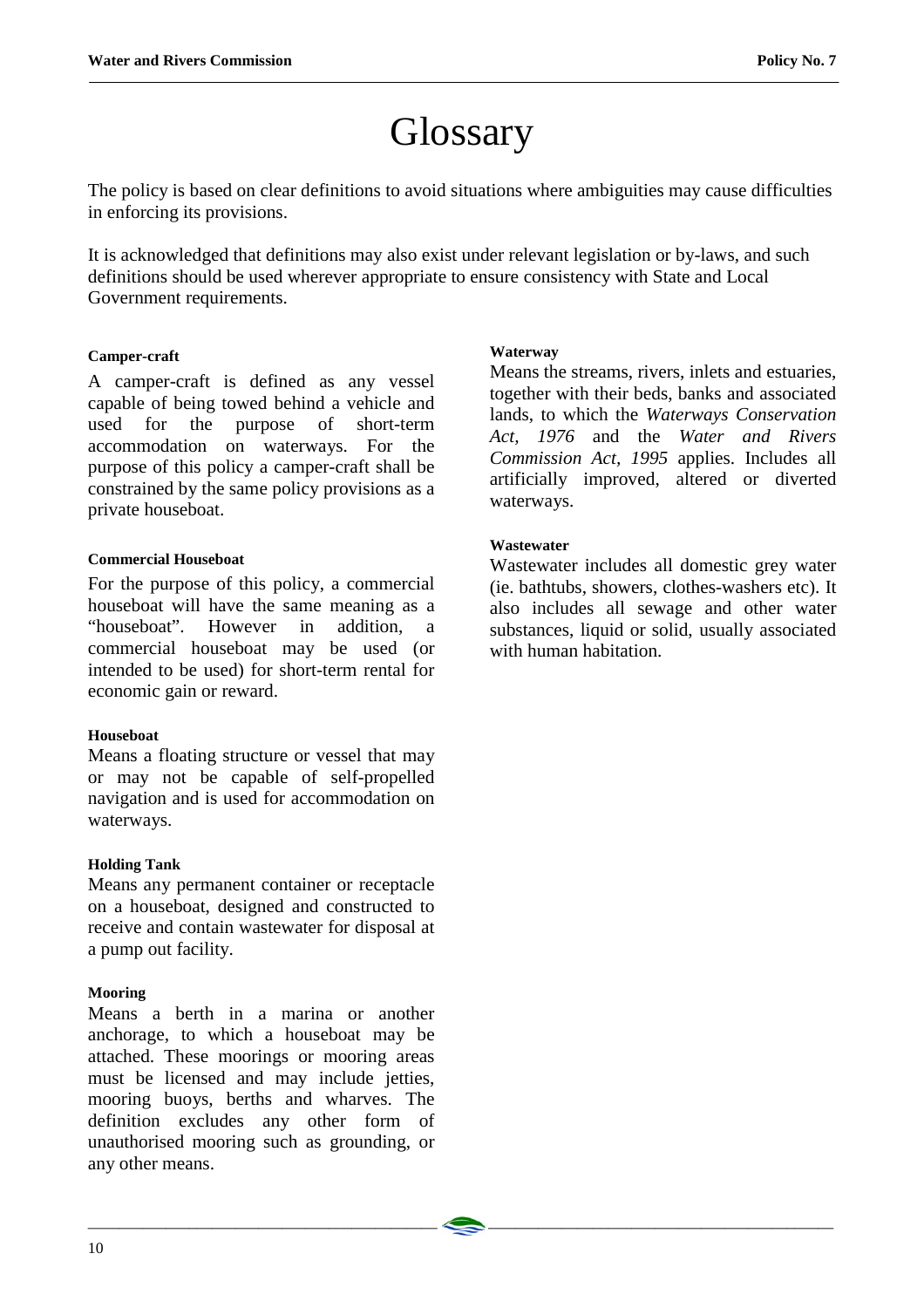# Glossary

The policy is based on clear definitions to avoid situations where ambiguities may cause difficulties in enforcing its provisions.

It is acknowledged that definitions may also exist under relevant legislation or by-laws, and such definitions should be used wherever appropriate to ensure consistency with State and Local Government requirements.

#### Camper-craft

A camper-craft is defined as any vessel capable of being towed behind a vehicle and used for the purpose of short-term accommodation on waterways. For the purpose of this policy a camper-craft shall be constrained by the same policy provisions as a private houseboat.

#### Commercial Houseboat

For the purpose of this policy, a commercial houseboat will have the same meaning as a "houseboat". However in addition, a commercial houseboat may be used (or intended to be used) for short-term rental for economic gain or reward.

#### Houseboat

Means a floating structure or vessel that may or may not be capable of self-propelled navigation and is used for accommodation on waterways.

#### Holding Tank

Means any permanent container or receptacle on a houseboat, designed and constructed to receive and contain wastewater for disposal at a pump out facility.

#### Mooring

Means a berth in a marina or another anchorage, to which a houseboat may be attached. These moorings or mooring areas must be licensed and may include jetties, mooring buoys, berths and wharves. The definition excludes any other form of unauthorised mooring such as grounding, or any other means.

#### Waterway

Means the streams, rivers, inlets and estuaries, together with their beds, banks and associated lands, to which the *Waterways Conservation Act, 1976* and the *Water and Rivers Commission Act, 1995* applies. Includes all artificially improved, altered or diverted waterways.

#### Wastewater

Wastewater includes all domestic grey water (ie. bathtubs, showers, clothes-washers etc). It also includes all sewage and other water substances, liquid or solid, usually associated with human habitation.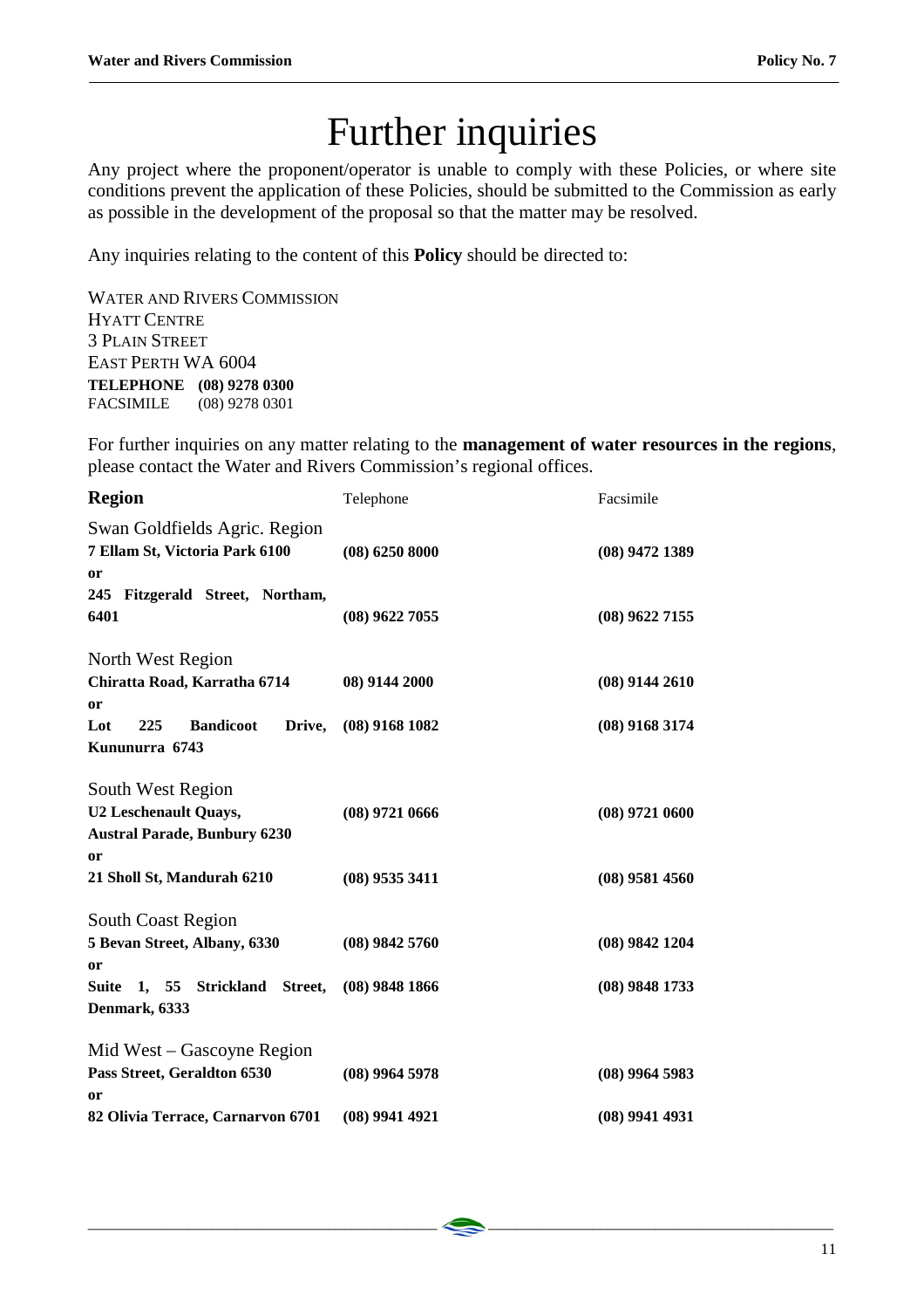# Further inquiries

Any project where the proponent/operator is unable to comply with these Policies, or where site conditions prevent the application of these Policies, should be submitted to the Commission as early as possible in the development of the proposal so that the matter may be resolved.

Any inquiries relating to the content of this **Policy** should be directed to:

WATER AND RIVERS COMMISSION
HYATT CENTRE
3 PLAIN STREET
EAST PERTH WA 6004
**TELEPHONE (08) 9278 0300**
FACSIMILE (08) 9278 0301

For further inquiries on any matter relating to the **management of water resources in the regions**, please contact the Water and Rivers Commission's regional offices.

| Region | Telephone | Facsimile |
|---|---|---|
| Swan Goldfields Agric. Region | | |
| **7 Ellam St, Victoria Park 6100** | **(08) 6250 8000** | **(08) 9472 1389** |
| **or** | | |
| **245 Fitzgerald Street, Northam, 6401** | **(08) 9622 7055** | **(08) 9622 7155** |
| North West Region | | |
| **Chiratta Road, Karratha 6714** | **08) 9144 2000** | **(08) 9144 2610** |
| **or** | | |
| **Lot 225 Bandicoot Drive, Kununurra 6743** | **(08) 9168 1082** | **(08) 9168 3174** |
| South West Region | | |
| **U2 Leschenault Quays, Austral Parade, Bunbury 6230** | **(08) 9721 0666** | **(08) 9721 0600** |
| **or** | | |
| **21 Sholl St, Mandurah 6210** | **(08) 9535 3411** | **(08) 9581 4560** |
| South Coast Region | | |
| **5 Bevan Street, Albany, 6330** | **(08) 9842 5760** | **(08) 9842 1204** |
| **or** | | |
| **Suite 1, 55 Strickland Street, Denmark, 6333** | **(08) 9848 1866** | **(08) 9848 1733** |
| Mid West – Gascoyne Region | | |
| **Pass Street, Geraldton 6530** | **(08) 9964 5978** | **(08) 9964 5983** |
| **or** | | |
| **82 Olivia Terrace, Carnarvon 6701** | **(08) 9941 4921** | **(08) 9941 4931** |